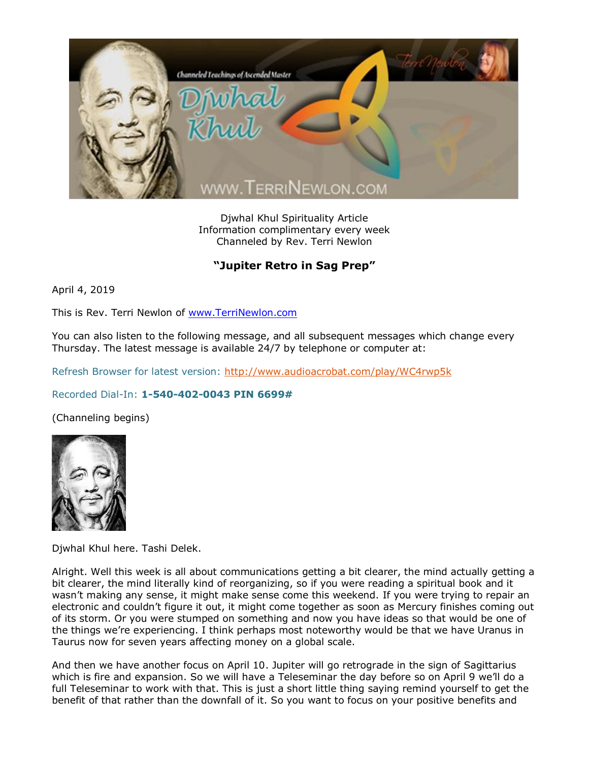Djwhal Khul Spirituality Article
Information complimentary every week
Channeled by Rev. Terri Newlon

**"Jupiter Retro in Sag Prep"**

April 4, 2019

This is Rev. Terri Newlon of www.TerriNewlon.com

You can also listen to the following message, and all subsequent messages which change every Thursday. The latest message is available 24/7 by telephone or computer at:

Refresh Browser for latest version: http://www.audioacrobat.com/play/WC4rwp5k

Recorded Dial-In: **1-540-402-0043 PIN 6699#**

(Channeling begins)

Djwhal Khul here. Tashi Delek.

Alright. Well this week is all about communications getting a bit clearer, the mind actually getting a bit clearer, the mind literally kind of reorganizing, so if you were reading a spiritual book and it wasn't making any sense, it might make sense come this weekend. If you were trying to repair an electronic and couldn't figure it out, it might come together as soon as Mercury finishes coming out of its storm. Or you were stumped on something and now you have ideas so that would be one of the things we're experiencing. I think perhaps most noteworthy would be that we have Uranus in Taurus now for seven years affecting money on a global scale.

And then we have another focus on April 10. Jupiter will go retrograde in the sign of Sagittarius which is fire and expansion. So we will have a Teleseminar the day before so on April 9 we'll do a full Teleseminar to work with that. This is just a short little thing saying remind yourself to get the benefit of that rather than the downfall of it. So you want to focus on your positive benefits and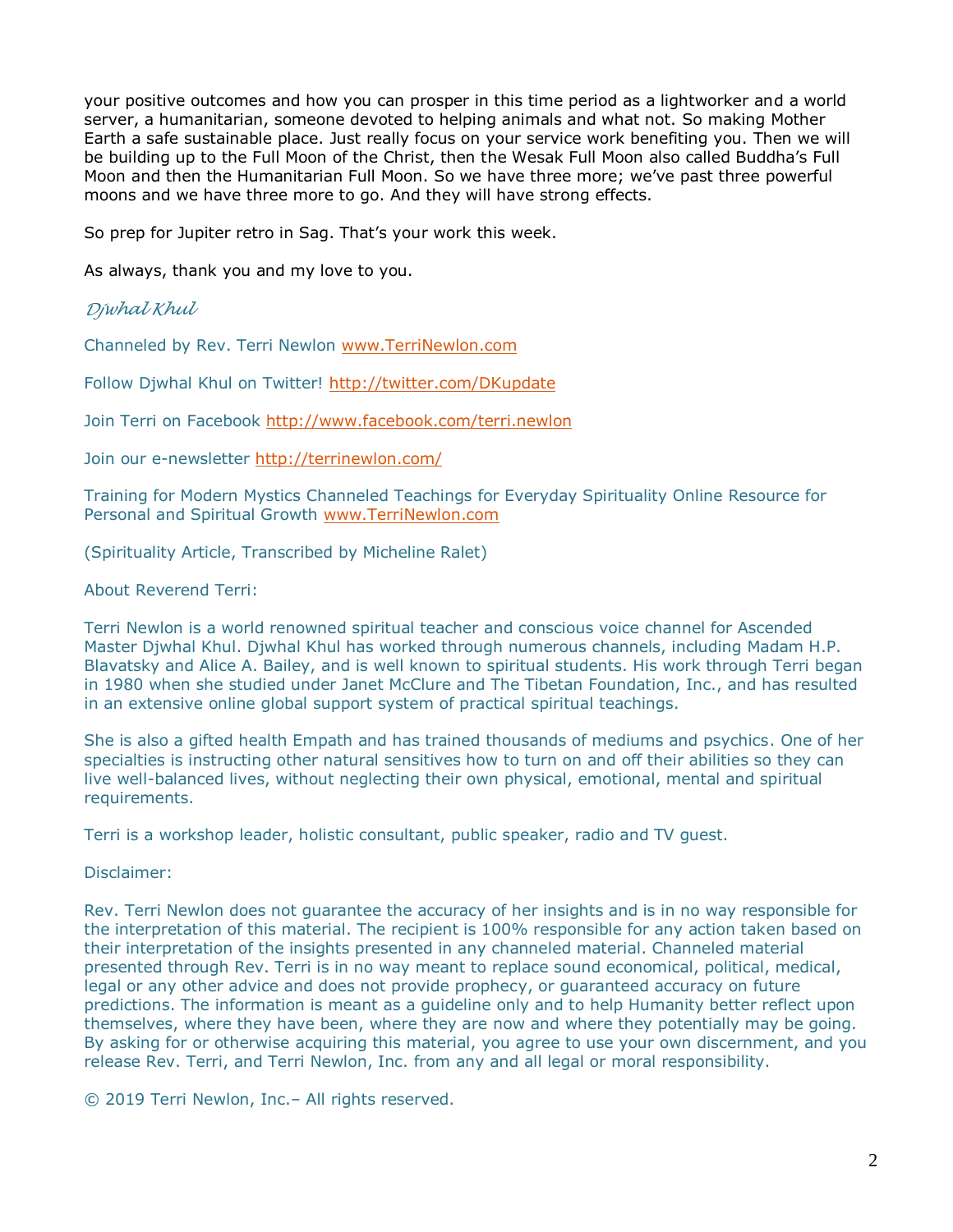your positive outcomes and how you can prosper in this time period as a lightworker and a world server, a humanitarian, someone devoted to helping animals and what not. So making Mother Earth a safe sustainable place. Just really focus on your service work benefiting you. Then we will be building up to the Full Moon of the Christ, then the Wesak Full Moon also called Buddha's Full Moon and then the Humanitarian Full Moon. So we have three more; we've past three powerful moons and we have three more to go. And they will have strong effects.

So prep for Jupiter retro in Sag. That's your work this week.

As always, thank you and my love to you.

*Djwhal Khul*

Channeled by Rev. Terri Newlon www.TerriNewlon.com

Follow Djwhal Khul on Twitter! http://twitter.com/DKupdate

Join Terri on Facebook http://www.facebook.com/terri.newlon

Join our e-newsletter http://terrinewlon.com/

Training for Modern Mystics Channeled Teachings for Everyday Spirituality Online Resource for Personal and Spiritual Growth www.TerriNewlon.com

(Spirituality Article, Transcribed by Micheline Ralet)

About Reverend Terri:

Terri Newlon is a world renowned spiritual teacher and conscious voice channel for Ascended Master Djwhal Khul. Djwhal Khul has worked through numerous channels, including Madam H.P. Blavatsky and Alice A. Bailey, and is well known to spiritual students. His work through Terri began in 1980 when she studied under Janet McClure and The Tibetan Foundation, Inc., and has resulted in an extensive online global support system of practical spiritual teachings.

She is also a gifted health Empath and has trained thousands of mediums and psychics. One of her specialties is instructing other natural sensitives how to turn on and off their abilities so they can live well-balanced lives, without neglecting their own physical, emotional, mental and spiritual requirements.

Terri is a workshop leader, holistic consultant, public speaker, radio and TV guest.

Disclaimer:

Rev. Terri Newlon does not guarantee the accuracy of her insights and is in no way responsible for the interpretation of this material. The recipient is 100% responsible for any action taken based on their interpretation of the insights presented in any channeled material. Channeled material presented through Rev. Terri is in no way meant to replace sound economical, political, medical, legal or any other advice and does not provide prophecy, or guaranteed accuracy on future predictions. The information is meant as a guideline only and to help Humanity better reflect upon themselves, where they have been, where they are now and where they potentially may be going. By asking for or otherwise acquiring this material, you agree to use your own discernment, and you release Rev. Terri, and Terri Newlon, Inc. from any and all legal or moral responsibility.

© 2019 Terri Newlon, Inc.– All rights reserved.